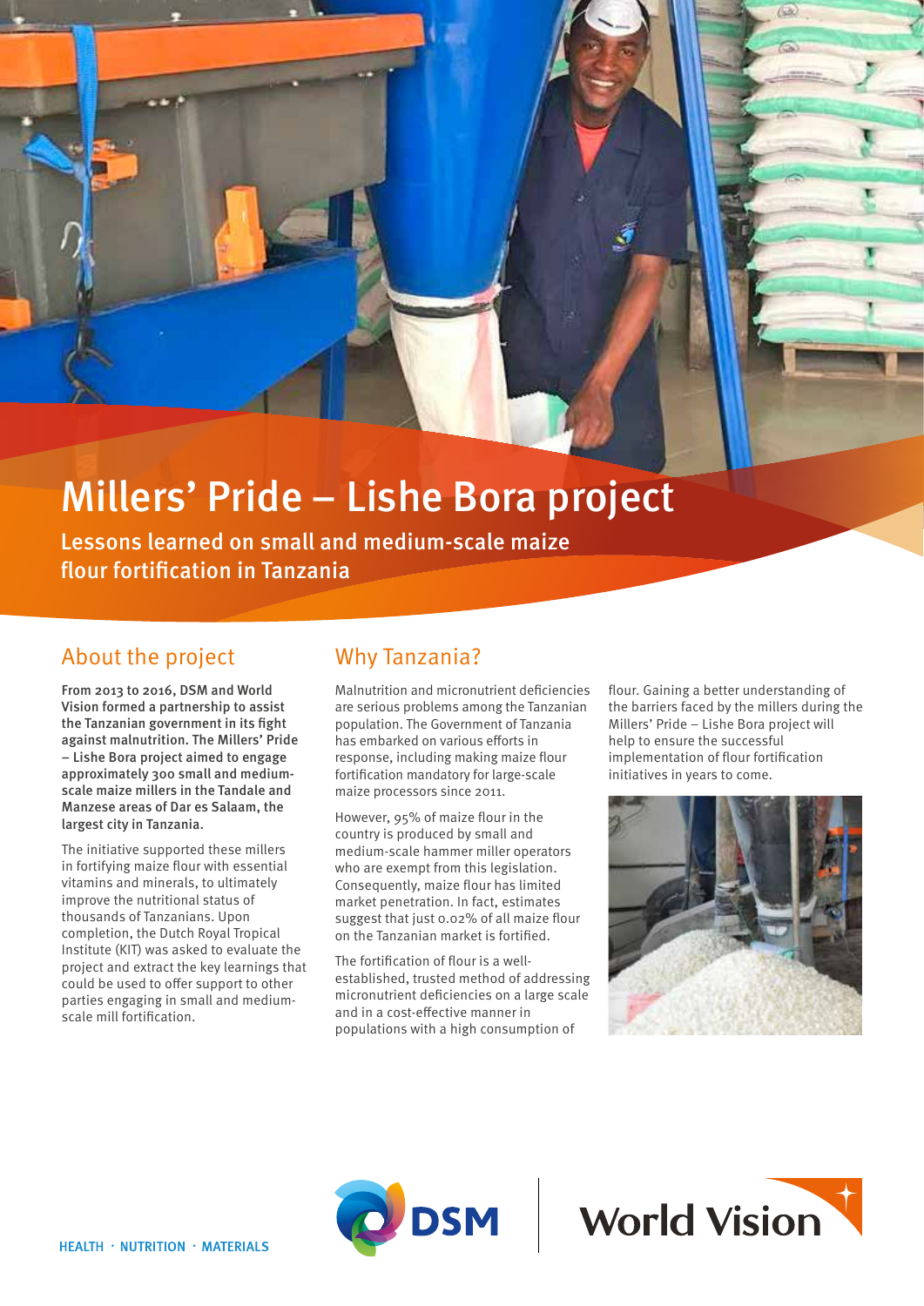# Millers' Pride – Lishe Bora project

## Lessons learned on small and medium-scale maize flour fortification in Tanzania

## About the project

**From 2013 to 2016, DSM and World Vision formed a partnership to assist the Tanzanian government in its fight against malnutrition. The Millers' Pride – Lishe Bora project aimed to engage approximately 300 small and medium-scale maize millers in the Tandale and Manzese areas of Dar es Salaam, the largest city in Tanzania.**

The initiative supported these millers in fortifying maize flour with essential vitamins and minerals, to ultimately improve the nutritional status of thousands of Tanzanians. Upon completion, the Dutch Royal Tropical Institute (KIT) was asked to evaluate the project and extract the key learnings that could be used to offer support to other parties engaging in small and medium-scale mill fortification.

## Why Tanzania?

Malnutrition and micronutrient deficiencies are serious problems among the Tanzanian population. The Government of Tanzania has embarked on various efforts in response, including making maize flour fortification mandatory for large-scale maize processors since 2011.

However, 95% of maize flour in the country is produced by small and medium-scale hammer miller operators who are exempt from this legislation. Consequently, maize flour has limited market penetration. In fact, estimates suggest that just 0.02% of all maize flour on the Tanzanian market is fortified.

The fortification of flour is a well-established, trusted method of addressing micronutrient deficiencies on a large scale and in a cost-effective manner in populations with a high consumption of flour. Gaining a better understanding of the barriers faced by the millers during the Millers' Pride – Lishe Bora project will help to ensure the successful implementation of flour fortification initiatives in years to come.

HEALTH · NUTRITION · MATERIALS

DSM

World Vision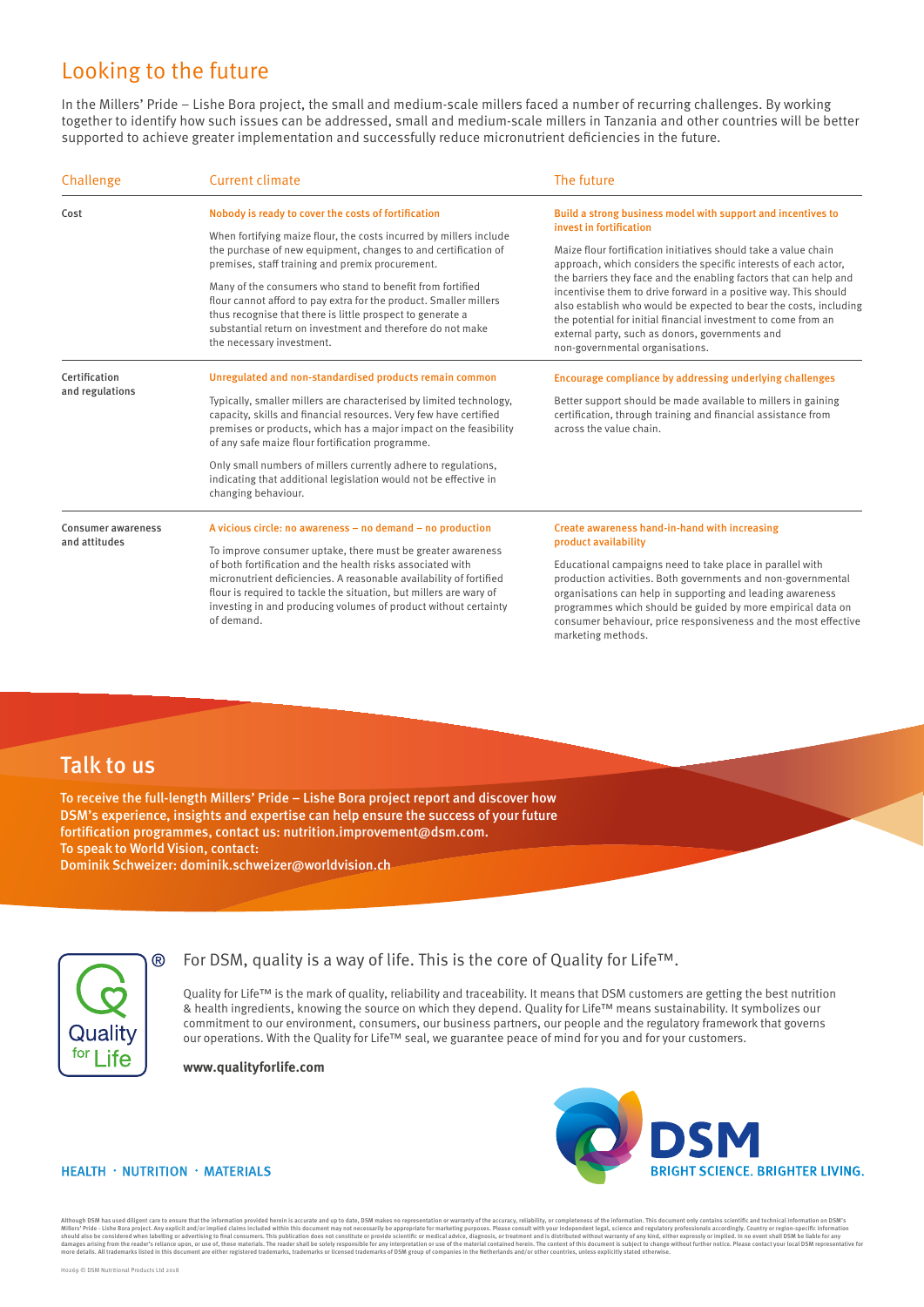## Looking to the future

In the Millers' Pride – Lishe Bora project, the small and medium-scale millers faced a number of recurring challenges. By working together to identify how such issues can be addressed, small and medium-scale millers in Tanzania and other countries will be better supported to achieve greater implementation and successfully reduce micronutrient deficiencies in the future.

| Challenge | Current climate | The future |
|---|---|---|
| Cost | **Nobody is ready to cover the costs of fortification**<br><br>When fortifying maize flour, the costs incurred by millers include the purchase of new equipment, changes to and certification of premises, staff training and premix procurement.<br><br>Many of the consumers who stand to benefit from fortified flour cannot afford to pay extra for the product. Smaller millers thus recognise that there is little prospect to generate a substantial return on investment and therefore do not make the necessary investment. | **Build a strong business model with support and incentives to invest in fortification**<br><br>Maize flour fortification initiatives should take a value chain approach, which considers the specific interests of each actor, the barriers they face and the enabling factors that can help and incentivise them to drive forward in a positive way. This should also establish who would be expected to bear the costs, including the potential for initial financial investment to come from an external party, such as donors, governments and non-governmental organisations. |
| Certification and regulations | **Unregulated and non-standardised products remain common**<br><br>Typically, smaller millers are characterised by limited technology, capacity, skills and financial resources. Very few have certified premises or products, which has a major impact on the feasibility of any safe maize flour fortification programme.<br><br>Only small numbers of millers currently adhere to regulations, indicating that additional legislation would not be effective in changing behaviour. | **Encourage compliance by addressing underlying challenges**<br><br>Better support should be made available to millers in gaining certification, through training and financial assistance from across the value chain. |
| Consumer awareness and attitudes | **A vicious circle: no awareness – no demand – no production**<br><br>To improve consumer uptake, there must be greater awareness of both fortification and the health risks associated with micronutrient deficiencies. A reasonable availability of fortified flour is required to tackle the situation, but millers are wary of investing in and producing volumes of product without certainty of demand. | **Create awareness hand-in-hand with increasing product availability**<br><br>Educational campaigns need to take place in parallel with production activities. Both governments and non-governmental organisations can help in supporting and leading awareness programmes which should be guided by more empirical data on consumer behaviour, price responsiveness and the most effective marketing methods. |

## Talk to us

**To receive the full-length Millers' Pride – Lishe Bora project report and discover how DSM's experience, insights and expertise can help ensure the success of your future fortification programmes, contact us: nutrition.improvement@dsm.com.**
**To speak to World Vision, contact:**
**Dominik Schweizer: dominik.schweizer@worldvision.ch**

Quality for Life®

For DSM, quality is a way of life. This is the core of Quality for Life™.

Quality for Life™ is the mark of quality, reliability and traceability. It means that DSM customers are getting the best nutrition & health ingredients, knowing the source on which they depend. Quality for Life™ means sustainability. It symbolizes our commitment to our environment, consumers, our business partners, our people and the regulatory framework that governs our operations. With the Quality for Life™ seal, we guarantee peace of mind for you and for your customers.

**www.qualityforlife.com**

HEALTH · NUTRITION · MATERIALS

DSM
BRIGHT SCIENCE. BRIGHTER LIVING.

Although DSM has used diligent care to ensure that the information provided herein is accurate and up to date, DSM makes no representation or warranty of the accuracy, reliability, or completeness of the information. This document only contains scientific and technical information on DSM's Millers' Pride - Lishe Bora project. Any explicit and/or implied claims included within this document may not necessarily be appropriate for marketing purposes. Please consult with your independent legal, science and regulatory professionals accordingly. Country or region-specific information should also be considered when labelling or advertising to final consumers. This publication does not constitute or provide scientific or medical advice, diagnosis, or treatment and is distributed without warranty of any kind, either expressly or implied. In no event shall DSM be liable for any damages arising from the reader's reliance upon, or use of, these materials. The reader shall be solely responsible for any interpretation or use of the material contained herein. The content of this document is subject to change without further notice. Please contact your local DSM representative for more details. All trademarks listed in this document are either registered trademarks, trademarks or licensed trademarks of DSM group of companies in the Netherlands and/or other countries, unless explicitly stated otherwise.

H0269 © DSM Nutritional Products Ltd 2018